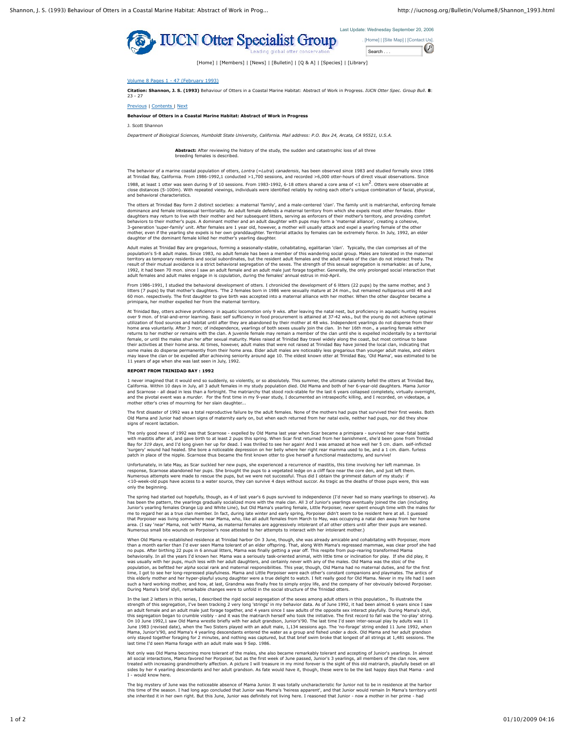Last Update: Wednesday September 20, 2006

IUCN Otter Specialist Group

Leading global otter conservation

. [Home] | [Site Map] | [Contact Us].

[Home] | [Members] | [News] | [Bulletin] | [Q & A] | [Species] | [Library]

Volume 8 Pages 1 - 47 (February 1993)

**Citation: Shannon, J. S. (1993)** Behaviour of Otters in a Coastal Marine Habitat: Abstract of Work in Progress. *IUCN Otter Spec. Group Bull*. **8**: 23 - 27

Previous | Contents | Next

**Behaviour of Otters in a Coastal Marine Habitat: Abstract of Work in Progress**

J. Scott Shannon

*Department of Biological Sciences, Humboldt State University, California. Mail address: P.O. Box 24, Arcata, CA 95521, U.S.A.*

**Abstract:** After reviewing the history of the study, the sudden and catastrophic loss of all three breeding females is described.

The behavior of a marine coastal population of otters, *Lontra* (=*Lutra*) *canadensis*, has been observed since 1983 and studied formally since 1986 at Trinidad Bay, California. From 1986-1992,1 conducted >1,700 sessions, and recorded >6,000 otter-hours of direct visual observations. Since 1988, at least 1 otter was seen during 9 of 10 sessions. From 1983-1992, 6-18 otters shared a core area of <1 km$^2$. Otters were observable at close distances (5-100m). With repeated viewings, individuals were identified reliably by noting each otter's unique combination of facial, physical, and behavioral characteristics.

The otters at Trinidad Bay form 2 distinct societies: a maternal 'family', and a male-centered 'clan'. The family unit is matriarchal, enforcing female dominance and female intrasexual territoriality. An adult female defends a maternal territory from which she expels most other females. Elder daughters may return to live with their mother and her subsequent litters, serving as enforcers of their mother's territory, and providing comfort behaviors to their mother's pups. A dominant mother and an adult daughter with pups may form a 'maternal alliance', creating a cohesive, 3-generation 'super-family' unit. After females are 1 year old, however, a mother will usually attack and expel a yearling female of the other mother, even if the yearling she expels is her own granddaughter. Territorial attacks by females can be extremely fierce. In July, 1992, an elder daughter of the dominant female killed her mother's yearling daughter.

Adult males at Trinidad Bay are gregarious, forming a seasonally-stable, cohabitating, egalitarian 'clan'. Typically, the clan comprises all of the population's 5-8 adult males. Since 1983, no adult female has been a member of this wandering social group. Males are tolerated in the maternal territory as temporary residents and social subordinates, but the resident adult females and the adult males of the clan do not interact freely. The result of their mutual avoidance is a strict behavioral segregation of the sexes. The strength of this sexual segregation is remarkable: as of June, 1992, it had been 70 mon. since I saw an adult female and an adult male just forage together. Generally, the only prolonged social interaction that adult females and adult males engage in is copulation, during the females' annual estrus in mid-April.

From 1986-1991, I studied the behavioral development of otters. I chronicled the development of 6 litters (22 pups) by the same mother, and 3 litters (7 pups) by that mother's daughters. 'The 2 females born in 1986 were sexually mature at 24 mon., but remained nulliparous until 48 and 60 mon. respectively. The first daughter to give birth was accepted into a maternal alliance with her mother. When the other daughter became a primipara, her mother expelled her from the maternal territory.

At Trinidad Bay, otters achieve proficiency in aquatic locomotion only 9 wks. after leaving the natal nest, but proficiency in aquatic hunting requires over 9 mon. of trial-and-error learning. Basic self sufficiency in food procurement is attained at 37-42 wks., but the young do not achieve optimal utilization of food sources and habitat until after they are abandoned by their mother at 48 wks. Independent yearlings do not disperse from their home area voluntarily. After 3 mon; of independence, yearlings of both sexes usually join the clan. In her 16th mon., a yearling female either returns to her mother or remains with the clan. A juvenile female may remain a member of the clan until she is expelled incidentally by a territorial female, or until the males shun her after sexual maturity. Males raised at Trinidad Bay travel widely along the coast, but most continue to base their activities at their home area. At times, however, adult males that were not raised at Trinidad Bay have joined the local clan, indicating that some males do disperse permanently from their home area. Elder adult males are noticeably less gregarious than younger adult males, and elders may leave the clan or be expelled after achieving seniority around age 10. The eldest known otter at Trinidad Bay, 'Old Mama', was estimated to be 11 years of age when she was last seen in July, 1992.

**REPORT FROM TRINIDAD BAY : 1992**

1 never imagined that it would end so suddenly, so violently, or so absolutely. This summer, the ultimate calamity befell the otters at Trinidad Bay, California. Within 10 days in July, all 3 adult females in my study population died. Old Mama and both of her 6-year-old daughters. Mama Junior and Scarnose - all dead in less than a fortnight. The matriarchy that stood rock-stable for the last 6 years collapsed completely, virtually overnight, and the pivotal event was a *murder*. For the first time in my 9-year study, I documented an intraspecific killing, and I recorded, on videotape, a mother otter's cries of mourning for her slain daughter...

The first disaster of 1992 was a total reproductive failure by the adult females. None of the mothers had pups that survived their first weeks. Both Old Mama and Junior had shown signs of maternity early on, but when each returned from her natal exile, neither had pups, nor did they show signs of recent lactation.

The only good news of 1992 was that Scarnose - expelled by Old Mama last year when Scar became a primipara - survived her near-fatal battle with mastitis after all, and gave birth to at least 2 pups this spring. When Scar first returned from her banishment, she'd been gone from Trinidad Bay for *319 days*, and I'd long given her up for dead. I was thrilled to see her again! And I was amazed at how well her 5 cm. diam. self-inflicted 'surgery' wound had healed. She bore a noticeable depression on her belly where her right rear mamma used to be, and a 1 cm. diam. furless patch in place of the nipple. Scarnose thus became the first known otter to give herself a functional mastectomy, and survive!

Unfortunately, in late May, as Scar suckled her new pups, she experienced a recurrence of mastitis, this time involving her left mammae. In response, Scarnose abandoned her pups. She brought the pups to a vegetated ledge on a cliff face near the core den, and just left them. Numerous attempts were made to rescue the pups, but we were not successful. Thus did I obtain the grimmest datum of my study: if <10-week-old pups have access to a water source, they can survive 4 days without succor. As tragic as the deaths of those pups were, this was only the beginning.

The spring had started out hopefully, though, as 4 of last year's 6 pups survived to independence (I'd never had so many yearlings to observe). As has been the pattern, the yearlings gradually socialized more with the male clan. All 3 of Junior's yearlings eventually joined the clan (including Junior's yearling females Orange Lip and White Line), but Old Mama's yearling female, Little Porpoiser, never spent enough time with the males for me to regard her as a true clan member. In fact, during late winter and early spring, Porpoiser didn't seem to be resident here at all. I guessed that Porpoiser was living somewhere near Mama, who, like all adult females from March to May, was occupying a natal den away from her home area. (I say 'near' Mama, not 'with' Mama, as maternal females are aggressively intolerant of *all* other otters until after their pups are weaned. Numerous small bite wounds on Porpoiser's nose attested to her attempts to interact with her intolerant mother.)

When Old Mama re-established residence at Trinidad harbor On 3 June, though, she was already amicable and cohabitating with Porpoiser, more than a month earlier than I'd ever seen Mama tolerant of an elder offspring. That, along With Mama's regressed mammae, was clear proof she had no pups. After birthing 22 pups in 6 annual litters, Mama was finally getting a year off. This respite from pup-rearing transformed Mama behaviorally. In all the years I'd known her. Mama was a seriously task-oriented animal, with little time or inclination for play. If she did play, it was usually with her pups, much less with her adult daughters, and certainly *never* with any of the males. Old Mama was the stoic of the population, as befitted her *alpha* social rank and maternal responsibilities. This year, though, Old Mama had no maternal duties, and for the first time, I got to see her long-repressed playfulness. Mama and Little Porpoiser were each other's constant companions and playmates. The antics of this elderly mother and her hyper-playful young daughter were a true delight to watch. I felt really good for Old Mama. Never in my life had I seen such a hard working mother, and how, at last, Grandma was finally free to simply enjoy life, and the company of her obviously beloved Porpoiser. During Mama's brief idyll, remarkable changes were to unfold in the social structure of the Trinidad otters.

In the last 2 letters in this series, I described the rigid social segregation of the sexes among adult otters in this population., To illustrate the strength of this segregation, I've been tracking 2 very long 'strings' in my behavior data. As of June 1992, it had been almost 6 years since I saw an adult female and an adult male just forage together, and 4 years since I saw adults of the opposite sex interact playfully. During Mama's idyll, this segregation began to crumble visibly - and it was the matriarch herself who took the initiative. The first record to fall was the 'no-play' string. On 10 June 1992,1 saw Old Mama wrestle briefly with her adult grandson, Junior's'90. The last time I'd seen inter-sexual play by adults was 11 June 1983 (revised date), when the Two Sisters played with an adult male, 1,134 sessions ago. The 'no-forage' string ended 11 June 1992, when Mama, Junior's'90, and Mama's 4 yearling descendants entered the water as a group and fished under a dock. Old Mama and her adult grandson only stayed together foraging for 2 minutes, and nothing was captured, but that brief swim broke that longest of all strings at 1,481 sessions. The last time I'd seen Mama forage with an adult male was 9 Sep. 1986.

Not only was Old Mama becoming more tolerant of the males, she also became remarkably tolerant and accepting of Junior's yearlings. In almost all social interactions, Mama favored her Porpoiser, but as the first week of June passed, Junior's 3 yearlings, all members of the clan now, were treated with increasing grandmotherly affection. A picture I will treasure in my mind forever is the sight of this old matriarch, playfully beset on all sides by her 4 yearling descendants and her adult grandson. As fate would have it, though, these were to be the last happy days that Mama - and I - would know here.

The big mystery of June was the noticeable absence of Mama Junior. It was totally uncharacteristic for Junior not to be in residence at the harbor this time of the season. I had long ago concluded that Junior was Mama's 'heiress apparent', and that Junior would remain In Mama's territory until she inherited it in her own right. But this June, Junior was definitely not living here. I reasoned that Junior - now a mother in her prime - had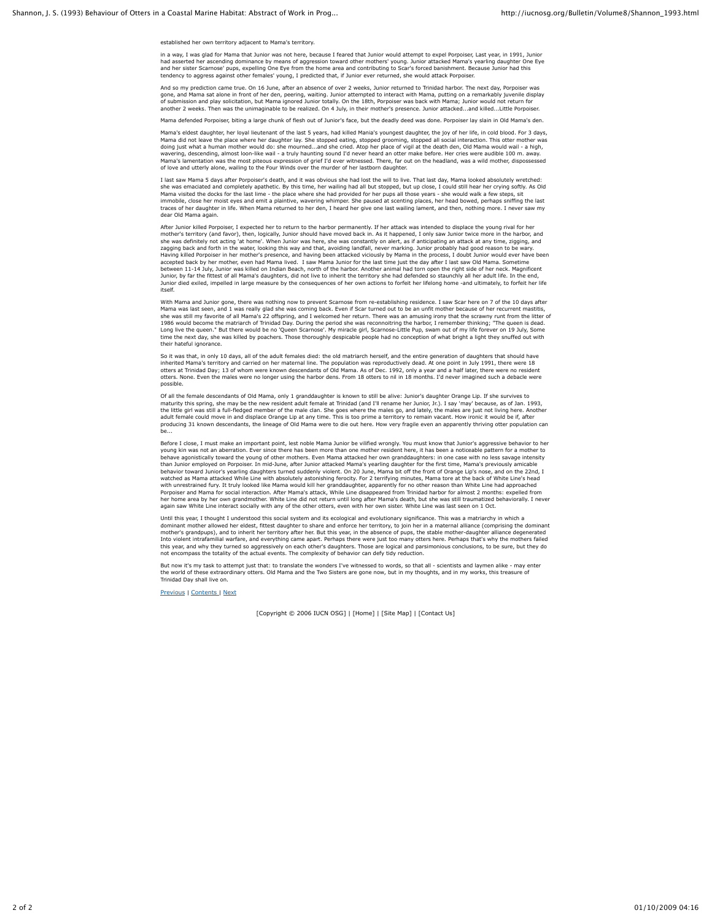established her own territory adjacent to Mama's territory.

in a way, I was glad for Mama that Junior was not here, because I feared that Junior would attempt to expel Porpoiser, Last year, in 1991, Junior had asserted her ascending dominance by means of aggression toward other mothers' young. Junior attacked Mama's yearling daughter One Eye and her sister Scarnose' pups, expelling One Eye from the home area and contributing to Scar's forced banishment. Because Junior had this tendency to aggress against other females' young, I predicted that, if Junior ever returned, she would attack Porpoiser.

And so my prediction came true. On 16 June, after an absence of over 2 weeks, Junior returned to Trinidad harbor. The next day, Porpoiser was gone, and Mama sat alone in front of her den, peering, waiting. Junior attempted to interact with Mama, putting on a remarkably juvenile display of submission and play solicitation, but Mama ignored Junior totally. On the 18th, Porpoiser was back with Mama; Junior would not return for another 2 weeks. Then was the unimaginable to be realized. On 4 July, in their mother's presence. Junior attacked...and killed...Little Porpoiser.

Mama defended Porpoiser, biting a large chunk of flesh out of Junior's face, but the deadly deed was done. Porpoiser lay slain in Old Mama's den.

Mama's eldest daughter, her loyal lieutenant of the last 5 years, had killed Mania's youngest daughter, the joy of her life, in cold blood. For 3 days, Mama did not leave the place where her daughter lay. She stopped eating, stopped grooming, stopped all social interaction. This otter mother was doing just what a human mother would do: she mourned...and she cried. Atop her place of vigil at the death den, Old Mama would wail - a high, wavering, descending, almost loon-like wail - a truly haunting sound I'd never heard an otter make before. Her cries were audible 100 m. away. Mama's lamentation was the most piteous expression of grief I'd ever witnessed. There, far out on the headland, was a wild mother, dispossessed of love and utterly alone, wailing to the Four Winds over the murder of her lastborn daughter.

I last saw Mama 5 days after Porpoiser's death, and it was obvious she had lost the will to live. That last day, Mama looked absolutely wretched: she was emaciated and completely apathetic. By this time, her wailing had all but stopped, but up close, I could still hear her crying softly. As Old Mama visited the docks for the last time - the place where she had provided for her pups all those years - she would walk a few steps, sit immobile, close her moist eyes and emit a plaintive, wavering whimper. She paused at scenting places, her head bowed, perhaps sniffing the last traces of her daughter in life. When Mama returned to her den, I heard her give one last wailing lament, and then, nothing more. I never saw my dear Old Mama again.

After Junior killed Porpoiser, I expected her to return to the harbor permanently. If her attack was intended to displace the young rival for her mother's territory (and favor), then, logically, Junior should have moved back in. As it happened, I only saw Junior twice more in the harbor, and she was definitely not acting 'at home'. When Junior was here, she was constantly on alert, as if anticipating an attack at any time, zigging, and zagging back and forth in the water, looking this way and that, avoiding landfall, never marking. Junior probably had good reason to be wary. Having killed Porpoiser in her mother's presence, and having been attacked viciously by Mama in the process, I doubt Junior would ever have been accepted back by her mother, even had Mama lived. I saw Mama Junior for the last time just the day after I last saw Old Mama. Sometime between 11-14 July, Junior was killed on Indian Beach, north of the harbor. Another animal had torn open the right side of her neck. Magnificent Junior, by far the fittest of all Mama's daughters, did not live to inherit the territory she had defended so staunchly all her adult life. In the end, Junior died exiled, impelled in large measure by the consequences of her own actions to forfeit her lifelong home -and ultimately, to forfeit her life itself.

With Mama and Junior gone, there was nothing now to prevent Scarnose from re-establishing residence. I saw Scar here on 7 of the 10 days after Mama was last seen, and 1 was really glad she was coming back. Even if Scar turned out to be an unfit mother because of her recurrent mastitis, she was still my favorite of all Mama's 22 offspring, and I welcomed her return. There was an amusing irony that the scrawny runt from the litter of 1986 would become the matriarch of Trinidad Day. During the period she was reconnoitring the harbor, I remember thinking; "The queen is dead. Long live the queen." But there would be no 'Queen Scarnose'. My miracle girl, Scarnose-Little Pup, swam out of my life forever on 19 July, Some time the next day, she was killed by poachers. Those thoroughly despicable people had no conception of what bright a light they snuffed out with their hateful ignorance.

So it was that, in only 10 days, all of the adult females died: the old matriarch herself, and the entire generation of daughters that should have inherited Mama's territory and carried on her maternal line. The population was reproductively dead. At one point in July 1991, there were 18 otters at Trinidad Day; 13 of whom were known descendants of Old Mama. As of Dec. 1992, only a year and a half later, there were no resident otters. None. Even the males were no longer using the harbor dens. From 18 otters to nil in 18 months. I'd never imagined such a debacle were possible.

Of all the female descendants of Old Mama, only 1 granddaughter is known to still be alive: Junior's daughter Orange Lip. If she survives to maturity this spring, she may be the new resident adult female at Trinidad (and I'll rename her Junior, Jr.). I say 'may' because, as of Jan. 1993, the little girl was still a full-fledged member of the male clan. She goes where the males go, and lately, the males are just not living here. Another adult female could move in and displace Orange Lip at any time. This is too prime a territory to remain vacant. How ironic it would be if, after producing 31 known descendants, the lineage of Old Mama were to die out here. How very fragile even an apparently thriving otter population can be...

Before I close, I must make an important point, lest noble Mama Junior be vilified wrongly. You must know that Junior's aggressive behavior to her young kin was not an aberration. Ever since there has been more than one mother resident here, it has been a noticeable pattern for a mother to behave agonistically toward the young of other mothers. Even Mama attacked her own granddaughters: in one case with no less savage intensity than Junior employed on Porpoiser. In mid-June, after Junior attacked Mama's yearling daughter for the first time, Mama's previously amicable behavior toward Junior's yearling daughters turned suddenly violent. On 20 June, Mama bit off the front of Orange Lip's nose, and on the 22nd, I watched as Mama attacked While Line with absolutely astonishing ferocity. For 2 terrifying minutes, Mama tore at the back of White Line's head with unrestrained fury. It truly looked like Mama would kill her granddaughter, apparently for no other reason than White Line had approached Porpoiser and Mama for social interaction. After Mama's attack, While Line disappeared from Trinidad harbor for almost 2 months: expelled from her home area by her own grandmother. White Line did not return until long after Mama's death, but she was still traumatized behaviorally. I never again saw White Line interact socially with any of the other otters, even with her own sister. White Line was last seen on 1 Oct.

Until this year, I thought I understood this social system and its ecological and evolutionary significance. This was a matriarchy in which a dominant mother allowed her eldest, fittest daughter to share and enforce her territory, to join her in a maternal alliance (comprising the dominant mother's grandpups), and to inherit her territory after her. But this year, in the absence of pups, the stable mother-daughter alliance degenerated Into violent intrafamilial warfare, and everything came apart. Perhaps there were just too many otters here. Perhaps that's why the mothers failed this year, and why they turned so aggressively on each other's daughters. Those are logical and parsimonious conclusions, to be sure, but they do not encompass the totality of the actual events. The complexity of behavior can defy tidy reduction.

But now it's my task to attempt just that: to translate the wonders I've witnessed to words, so that all - scientists and laymen alike - may enter the world of these extraordinary otters. Old Mama and the Two Sisters are gone now, but in my thoughts, and in my works, this treasure of Trinidad Day shall live on.

Previous | Contents | Next

[Copyright © 2006 IUCN OSG] | [Home] | [Site Map] | [Contact Us]